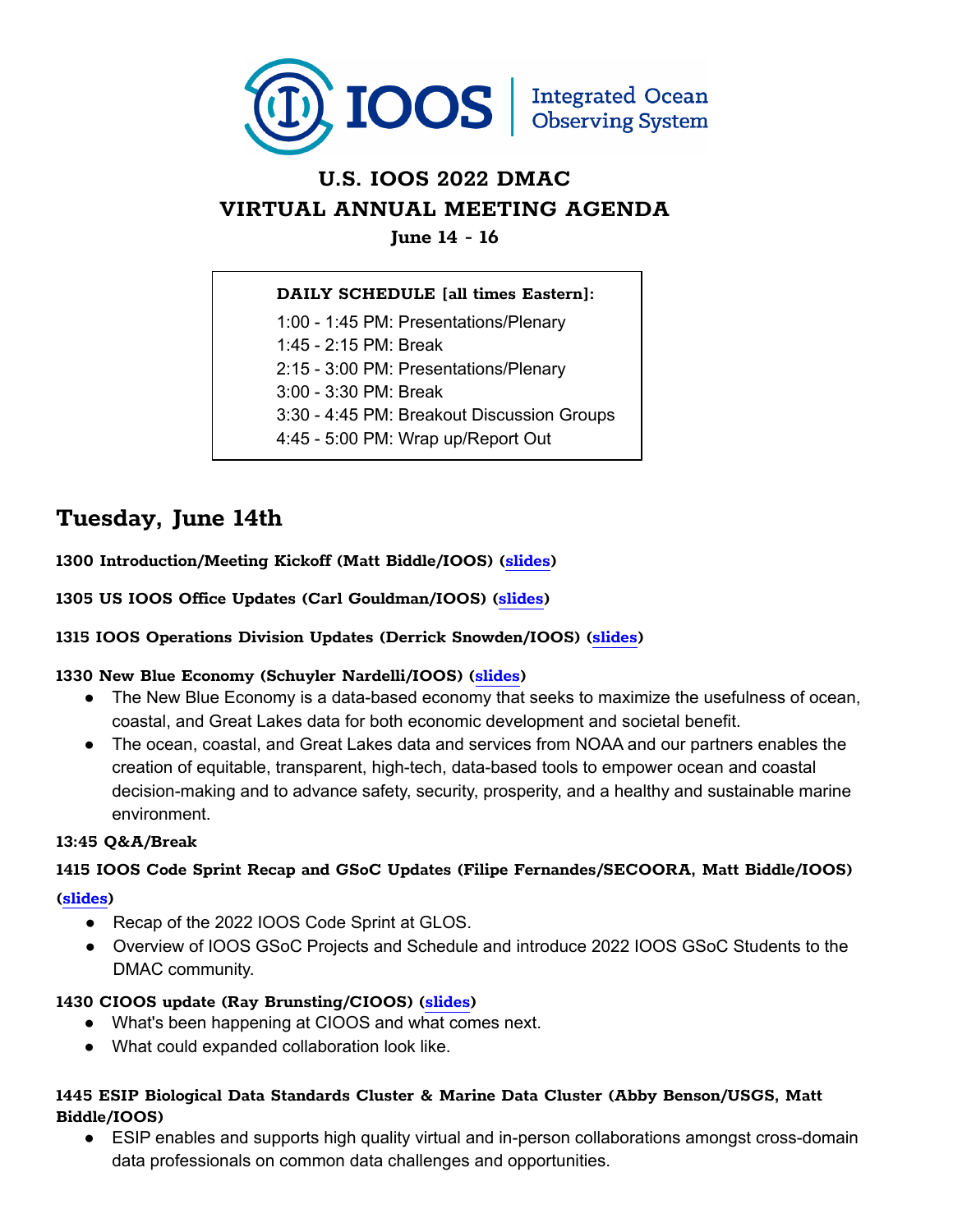# U.S. IOOS 2022 DMAC VIRTUAL ANNUAL MEETING AGENDA

**June 14 - 16**

**DAILY SCHEDULE [all times Eastern]:**

1:00 - 1:45 PM: Presentations/Plenary
1:45 - 2:15 PM: Break
2:15 - 3:00 PM: Presentations/Plenary
3:00 - 3:30 PM: Break
3:30 - 4:45 PM: Breakout Discussion Groups
4:45 - 5:00 PM: Wrap up/Report Out

## Tuesday, June 14th

**1300 Introduction/Meeting Kickoff (Matt Biddle/IOOS) (slides)**

**1305 US IOOS Office Updates (Carl Gouldman/IOOS) (slides)**

**1315 IOOS Operations Division Updates (Derrick Snowden/IOOS) (slides)**

**1330 New Blue Economy (Schuyler Nardelli/IOOS) (slides)**

- The New Blue Economy is a data-based economy that seeks to maximize the usefulness of ocean, coastal, and Great Lakes data for both economic development and societal benefit.
- The ocean, coastal, and Great Lakes data and services from NOAA and our partners enables the creation of equitable, transparent, high-tech, data-based tools to empower ocean and coastal decision-making and to advance safety, security, prosperity, and a healthy and sustainable marine environment.

**13:45 Q&A/Break**

**1415 IOOS Code Sprint Recap and GSoC Updates (Filipe Fernandes/SECOORA, Matt Biddle/IOOS) (slides)**

- Recap of the 2022 IOOS Code Sprint at GLOS.
- Overview of IOOS GSoC Projects and Schedule and introduce 2022 IOOS GSoC Students to the DMAC community.

**1430 CIOOS update (Ray Brunsting/CIOOS) (slides)**

- What's been happening at CIOOS and what comes next.
- What could expanded collaboration look like.

**1445 ESIP Biological Data Standards Cluster & Marine Data Cluster (Abby Benson/USGS, Matt Biddle/IOOS)**

- ESIP enables and supports high quality virtual and in-person collaborations amongst cross-domain data professionals on common data challenges and opportunities.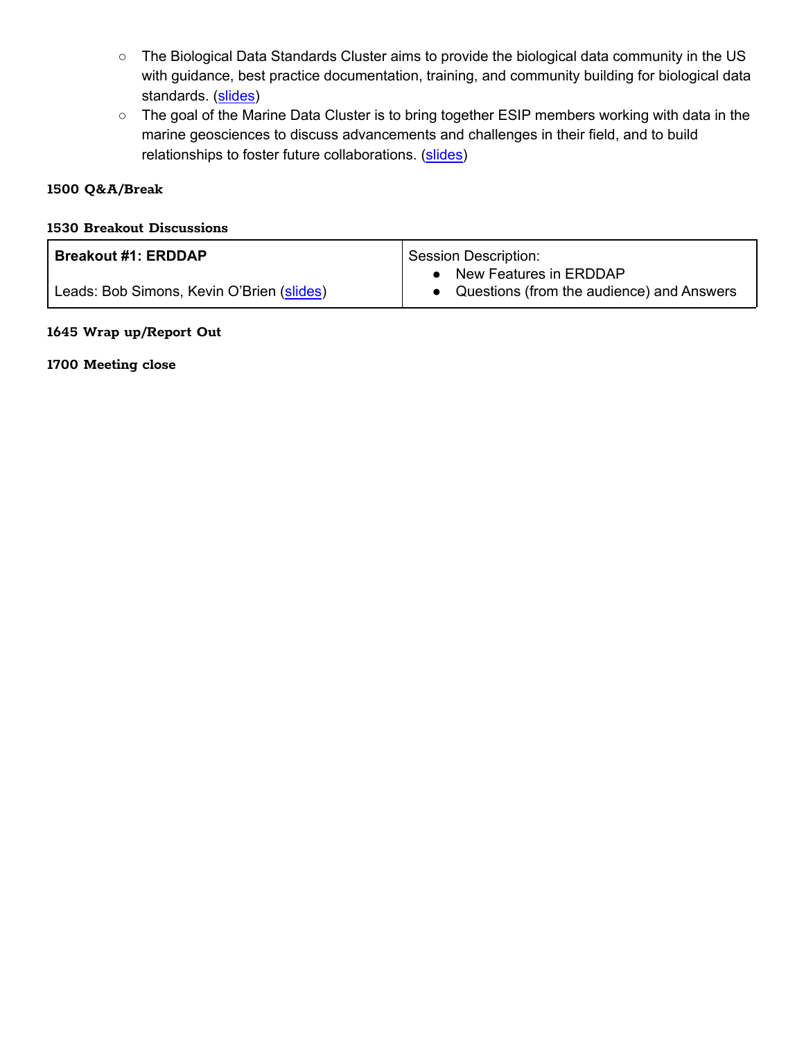- The Biological Data Standards Cluster aims to provide the biological data community in the US with guidance, best practice documentation, training, and community building for biological data standards. (slides)
- The goal of the Marine Data Cluster is to bring together ESIP members working with data in the marine geosciences to discuss advancements and challenges in their field, and to build relationships to foster future collaborations. (slides)

**1500 Q&A/Break**

**1530 Breakout Discussions**

| **Breakout #1: ERDDAP**<br><br>Leads: Bob Simons, Kevin O'Brien (slides) | Session Description:<br>● New Features in ERDDAP<br>● Questions (from the audience) and Answers |
|---|---|

**1645 Wrap up/Report Out**

**1700 Meeting close**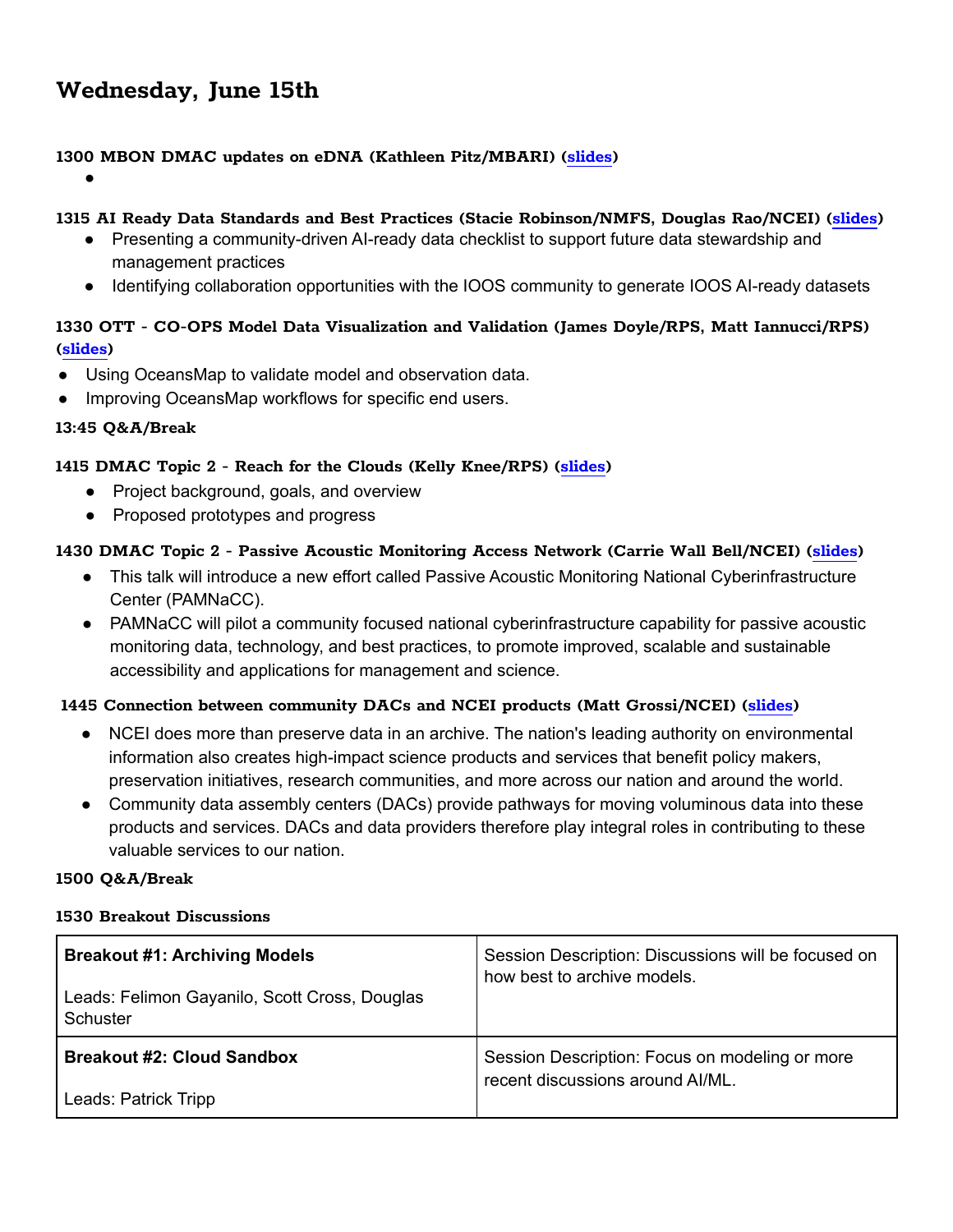## Wednesday, June 15th

**1300 MBON DMAC updates on eDNA (Kathleen Pitz/MBARI) (slides)**

- 

**1315 AI Ready Data Standards and Best Practices (Stacie Robinson/NMFS, Douglas Rao/NCEI) (slides)**

- Presenting a community-driven AI-ready data checklist to support future data stewardship and management practices
- Identifying collaboration opportunities with the IOOS community to generate IOOS AI-ready datasets

**1330 OTT - CO-OPS Model Data Visualization and Validation (James Doyle/RPS, Matt Iannucci/RPS) (slides)**

- Using OceansMap to validate model and observation data.
- Improving OceansMap workflows for specific end users.

**13:45 Q&A/Break**

**1415 DMAC Topic 2 - Reach for the Clouds (Kelly Knee/RPS) (slides)**

- Project background, goals, and overview
- Proposed prototypes and progress

**1430 DMAC Topic 2 - Passive Acoustic Monitoring Access Network (Carrie Wall Bell/NCEI) (slides)**

- This talk will introduce a new effort called Passive Acoustic Monitoring National Cyberinfrastructure Center (PAMNaCC).
- PAMNaCC will pilot a community focused national cyberinfrastructure capability for passive acoustic monitoring data, technology, and best practices, to promote improved, scalable and sustainable accessibility and applications for management and science.

**1445 Connection between community DACs and NCEI products (Matt Grossi/NCEI) (slides)**

- NCEI does more than preserve data in an archive. The nation's leading authority on environmental information also creates high-impact science products and services that benefit policy makers, preservation initiatives, research communities, and more across our nation and around the world.
- Community data assembly centers (DACs) provide pathways for moving voluminous data into these products and services. DACs and data providers therefore play integral roles in contributing to these valuable services to our nation.

**1500 Q&A/Break**

**1530 Breakout Discussions**

| Breakout | Session Description |
|---|---|
| **Breakout #1: Archiving Models**<br><br>Leads: Felimon Gayanilo, Scott Cross, Douglas Schuster | Session Description: Discussions will be focused on how best to archive models. |
| **Breakout #2: Cloud Sandbox**<br><br>Leads: Patrick Tripp | Session Description: Focus on modeling or more recent discussions around AI/ML. |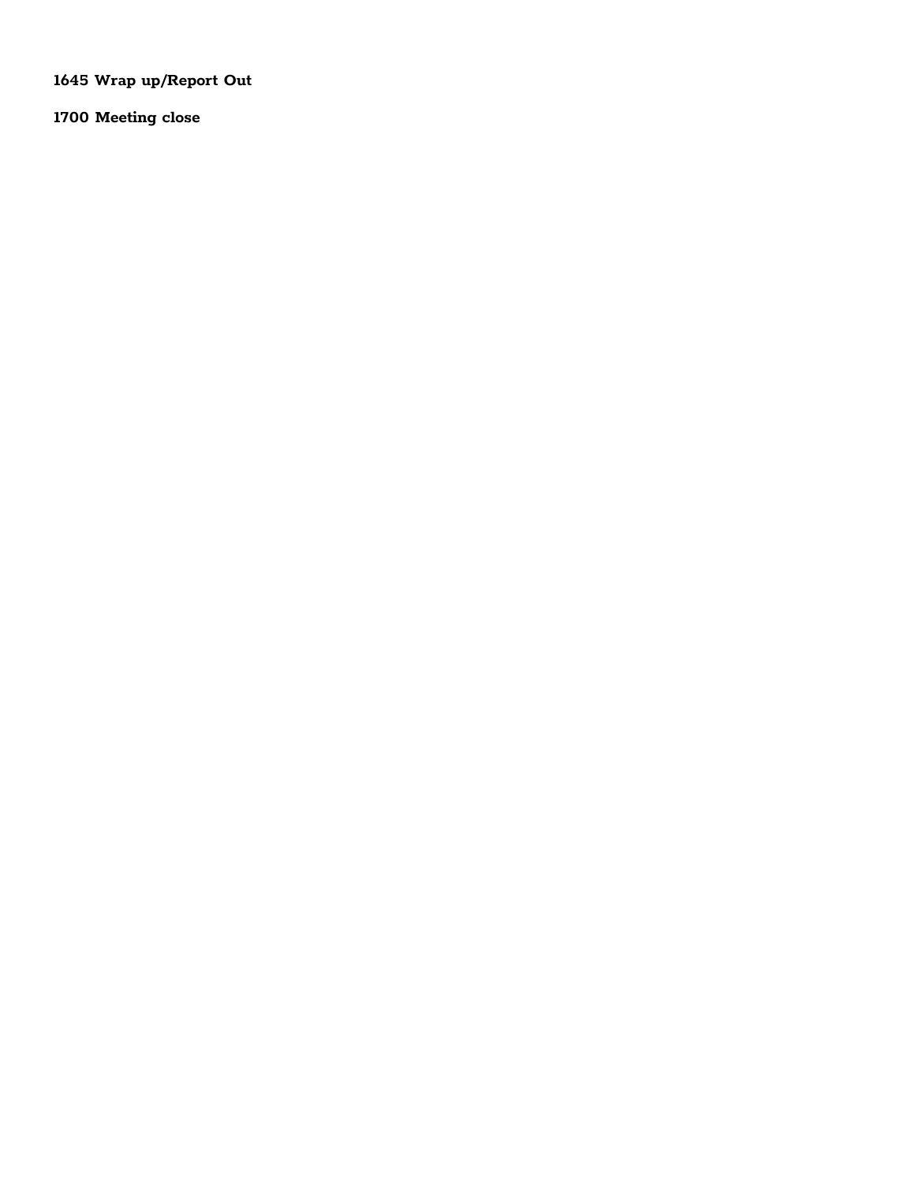**1645 Wrap up/Report Out**

**1700 Meeting close**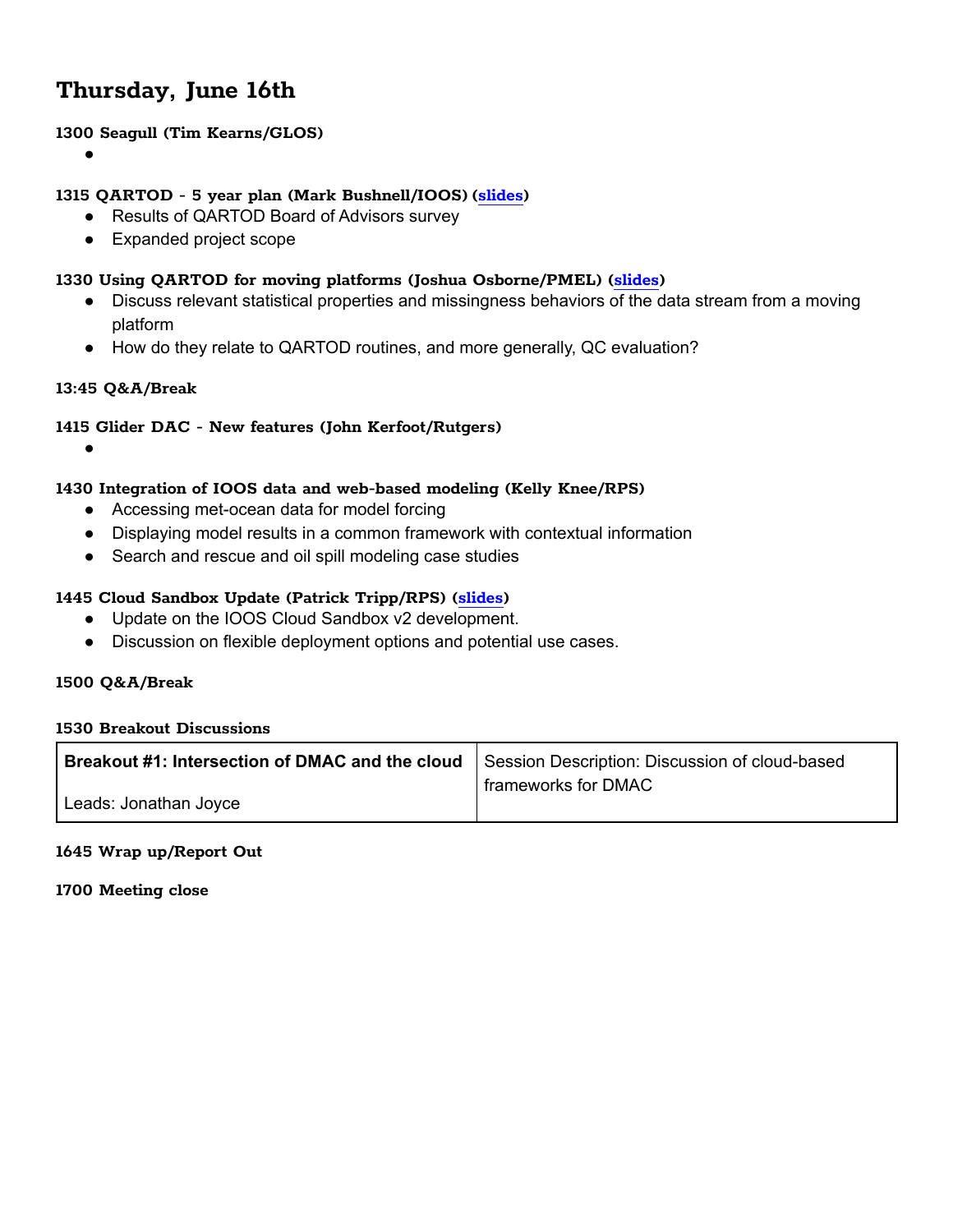## Thursday, June 16th

**1300 Seagull (Tim Kearns/GLOS)**

- 

**1315 QARTOD - 5 year plan (Mark Bushnell/IOOS) (slides)**

- Results of QARTOD Board of Advisors survey
- Expanded project scope

**1330 Using QARTOD for moving platforms (Joshua Osborne/PMEL) (slides)**

- Discuss relevant statistical properties and missingness behaviors of the data stream from a moving platform
- How do they relate to QARTOD routines, and more generally, QC evaluation?

**13:45 Q&A/Break**

**1415 Glider DAC - New features (John Kerfoot/Rutgers)**

- 

**1430 Integration of IOOS data and web-based modeling (Kelly Knee/RPS)**

- Accessing met-ocean data for model forcing
- Displaying model results in a common framework with contextual information
- Search and rescue and oil spill modeling case studies

**1445 Cloud Sandbox Update (Patrick Tripp/RPS) (slides)**

- Update on the IOOS Cloud Sandbox v2 development.
- Discussion on flexible deployment options and potential use cases.

**1500 Q&A/Break**

**1530 Breakout Discussions**

| | |
|---|---|
| **Breakout #1: Intersection of DMAC and the cloud**<br><br>Leads: Jonathan Joyce | Session Description: Discussion of cloud-based frameworks for DMAC |

**1645 Wrap up/Report Out**

**1700 Meeting close**